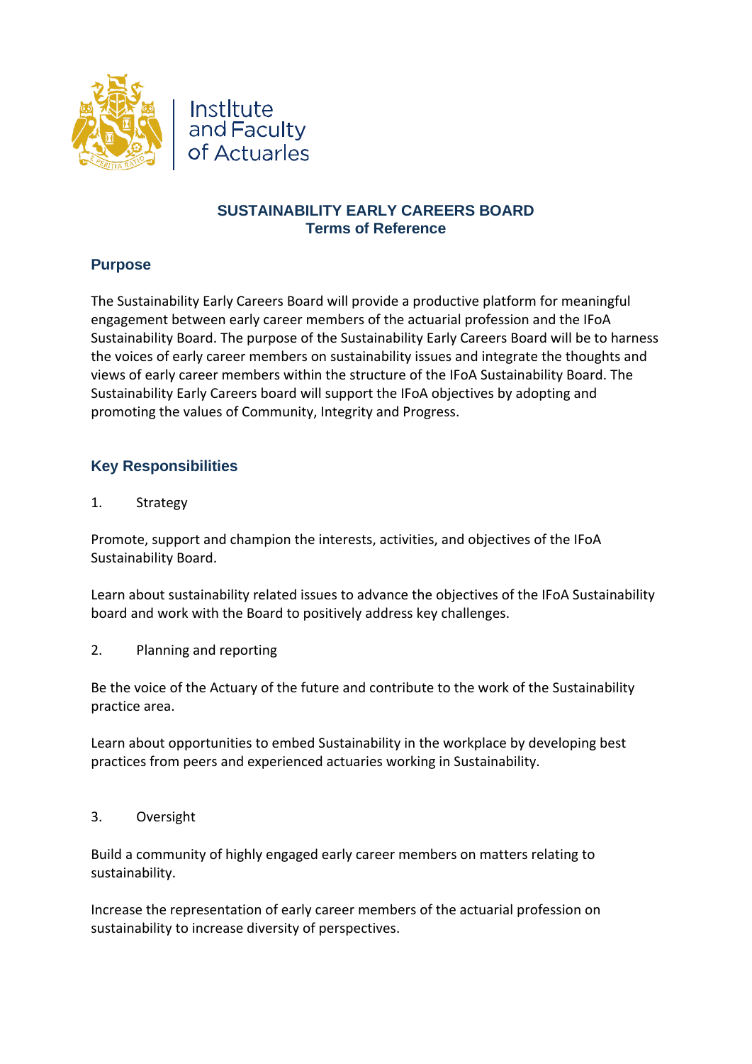Institute and Faculty of Actuaries

# SUSTAINABILITY EARLY CAREERS BOARD
## Terms of Reference

## Purpose

The Sustainability Early Careers Board will provide a productive platform for meaningful engagement between early career members of the actuarial profession and the IFoA Sustainability Board. The purpose of the Sustainability Early Careers Board will be to harness the voices of early career members on sustainability issues and integrate the thoughts and views of early career members within the structure of the IFoA Sustainability Board. The Sustainability Early Careers board will support the IFoA objectives by adopting and promoting the values of Community, Integrity and Progress.

## Key Responsibilities

1. Strategy

Promote, support and champion the interests, activities, and objectives of the IFoA Sustainability Board.

Learn about sustainability related issues to advance the objectives of the IFoA Sustainability board and work with the Board to positively address key challenges.

2. Planning and reporting

Be the voice of the Actuary of the future and contribute to the work of the Sustainability practice area.

Learn about opportunities to embed Sustainability in the workplace by developing best practices from peers and experienced actuaries working in Sustainability.

3. Oversight

Build a community of highly engaged early career members on matters relating to sustainability.

Increase the representation of early career members of the actuarial profession on sustainability to increase diversity of perspectives.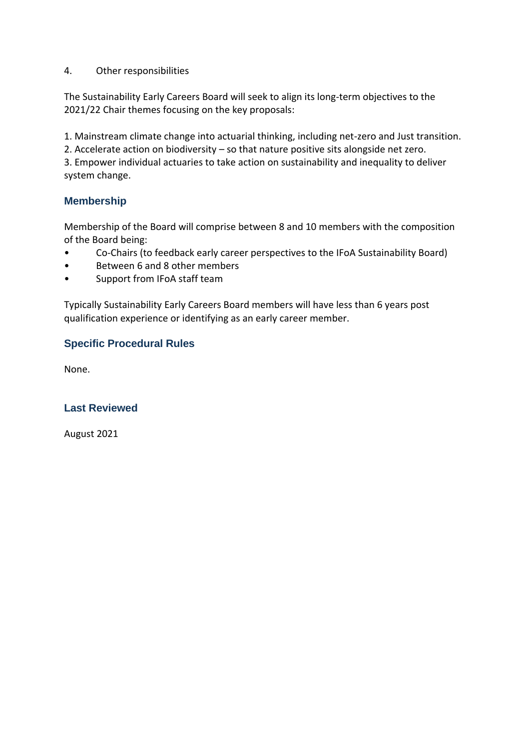4. Other responsibilities

The Sustainability Early Careers Board will seek to align its long-term objectives to the 2021/22 Chair themes focusing on the key proposals:

1. Mainstream climate change into actuarial thinking, including net-zero and Just transition.
2. Accelerate action on biodiversity – so that nature positive sits alongside net zero.
3. Empower individual actuaries to take action on sustainability and inequality to deliver system change.

## Membership

Membership of the Board will comprise between 8 and 10 members with the composition of the Board being:

- Co-Chairs (to feedback early career perspectives to the IFoA Sustainability Board)
- Between 6 and 8 other members
- Support from IFoA staff team

Typically Sustainability Early Careers Board members will have less than 6 years post qualification experience or identifying as an early career member.

## Specific Procedural Rules

None.

## Last Reviewed

August 2021